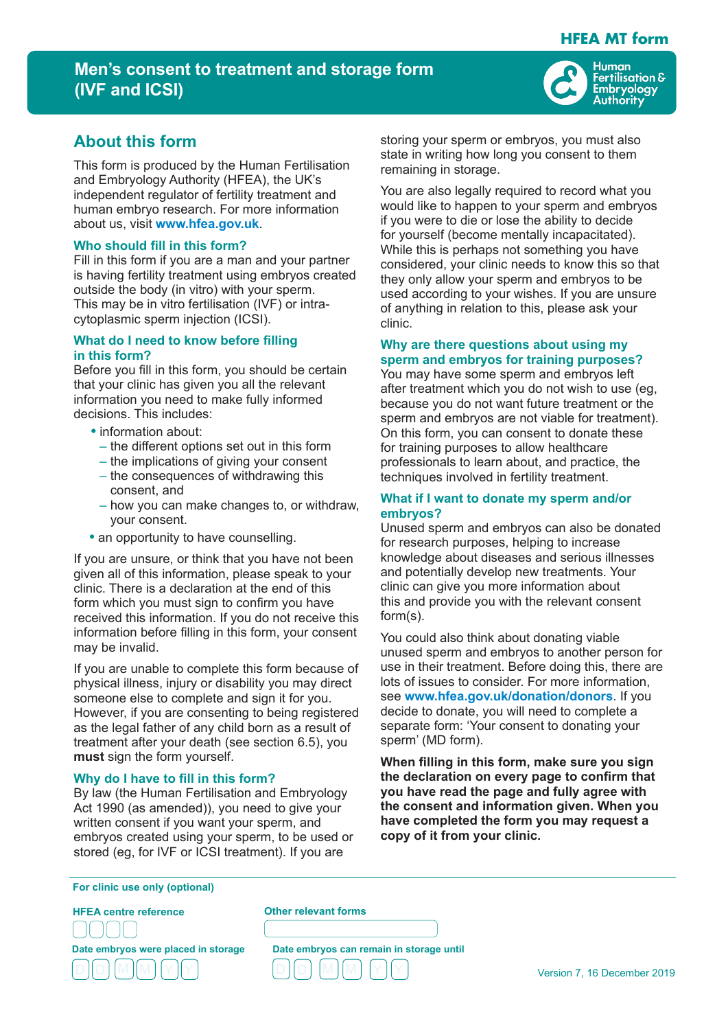HFEA MT form

# Men's consent to treatment and storage form (IVF and ICSI)

Human Fertilisation & Embryology Authority

## About this form

This form is produced by the Human Fertilisation and Embryology Authority (HFEA), the UK's independent regulator of fertility treatment and human embryo research. For more information about us, visit **www.hfea.gov.uk**.

### Who should fill in this form?

Fill in this form if you are a man and your partner is having fertility treatment using embryos created outside the body (in vitro) with your sperm. This may be in vitro fertilisation (IVF) or intra-cytoplasmic sperm injection (ICSI).

### What do I need to know before filling in this form?

Before you fill in this form, you should be certain that your clinic has given you all the relevant information you need to make fully informed decisions. This includes:

- information about:
  - the different options set out in this form
  - the implications of giving your consent
  - the consequences of withdrawing this consent, and
  - how you can make changes to, or withdraw, your consent.
- an opportunity to have counselling.

If you are unsure, or think that you have not been given all of this information, please speak to your clinic. There is a declaration at the end of this form which you must sign to confirm you have received this information. If you do not receive this information before filling in this form, your consent may be invalid.

If you are unable to complete this form because of physical illness, injury or disability you may direct someone else to complete and sign it for you. However, if you are consenting to being registered as the legal father of any child born as a result of treatment after your death (see section 6.5), you **must** sign the form yourself.

### Why do I have to fill in this form?

By law (the Human Fertilisation and Embryology Act 1990 (as amended)), you need to give your written consent if you want your sperm, and embryos created using your sperm, to be used or stored (eg, for IVF or ICSI treatment). If you are storing your sperm or embryos, you must also state in writing how long you consent to them remaining in storage.

You are also legally required to record what you would like to happen to your sperm and embryos if you were to die or lose the ability to decide for yourself (become mentally incapacitated). While this is perhaps not something you have considered, your clinic needs to know this so that they only allow your sperm and embryos to be used according to your wishes. If you are unsure of anything in relation to this, please ask your clinic.

### Why are there questions about using my sperm and embryos for training purposes?

You may have some sperm and embryos left after treatment which you do not wish to use (eg, because you do not want future treatment or the sperm and embryos are not viable for treatment). On this form, you can consent to donate these for training purposes to allow healthcare professionals to learn about, and practice, the techniques involved in fertility treatment.

### What if I want to donate my sperm and/or embryos?

Unused sperm and embryos can also be donated for research purposes, helping to increase knowledge about diseases and serious illnesses and potentially develop new treatments. Your clinic can give you more information about this and provide you with the relevant consent form(s).

You could also think about donating viable unused sperm and embryos to another person for use in their treatment. Before doing this, there are lots of issues to consider. For more information, see **www.hfea.gov.uk/donation/donors**. If you decide to donate, you will need to complete a separate form: 'Your consent to donating your sperm' (MD form).

**When filling in this form, make sure you sign the declaration on every page to confirm that you have read the page and fully agree with the consent and information given. When you have completed the form you may request a copy of it from your clinic.**

---

**For clinic use only (optional)**

HFEA centre reference: ☐☐☐☐

Other relevant forms: ____________

Date embryos were placed in storage: DD MM YY

Date embryos can remain in storage until: DD MM YY

Version 7, 16 December 2019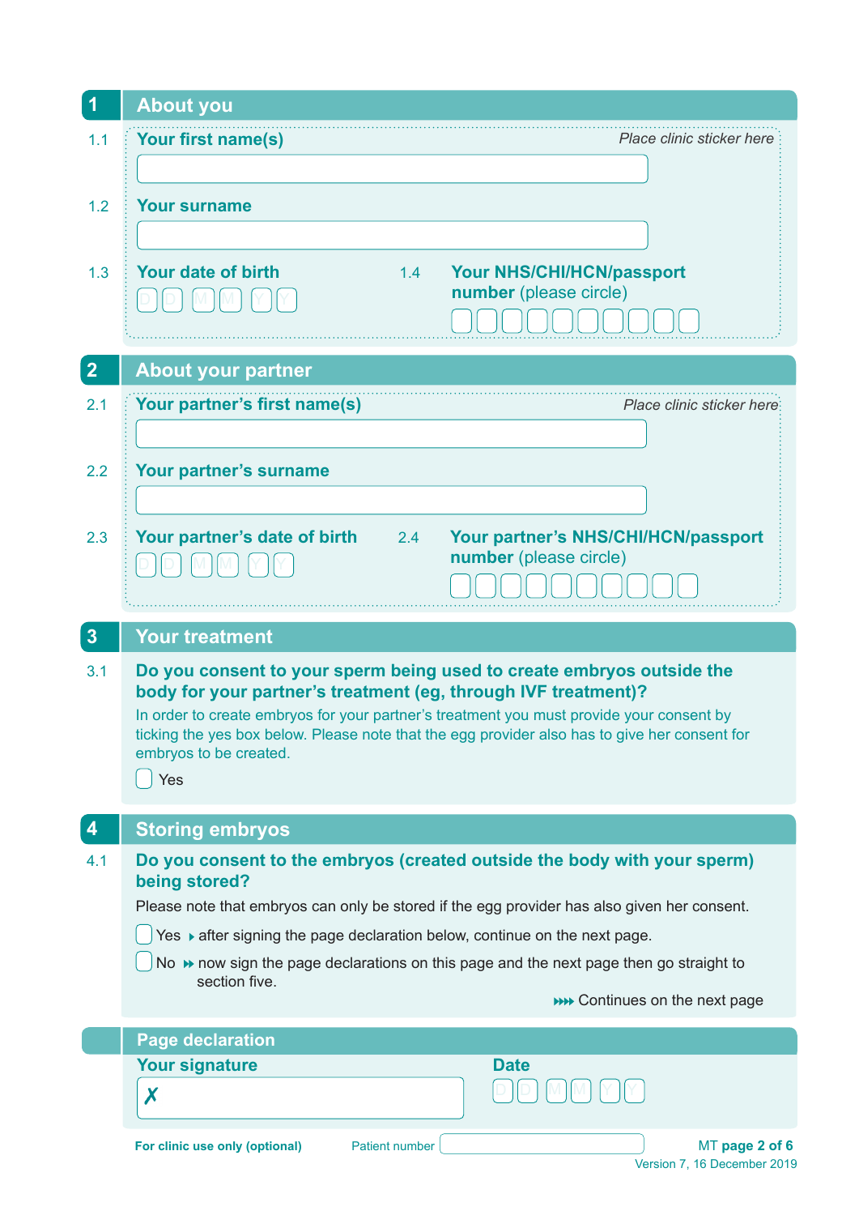## 1 About you

1.1 **Your first name(s)** *Place clinic sticker here*

1.2 **Your surname**

1.3 **Your date of birth**

D D M M Y Y

1.4 **Your NHS/CHI/HCN/passport number** (please circle)

## 2 About your partner

2.1 **Your partner's first name(s)** *Place clinic sticker here*

2.2 **Your partner's surname**

2.3 **Your partner's date of birth**

D D M M Y Y

2.4 **Your partner's NHS/CHI/HCN/passport number** (please circle)

## 3 Your treatment

3.1 **Do you consent to your sperm being used to create embryos outside the body for your partner's treatment (eg, through IVF treatment)?**

In order to create embryos for your partner's treatment you must provide your consent by ticking the yes box below. Please note that the egg provider also has to give her consent for embryos to be created.

☐ Yes

## 4 Storing embryos

4.1 **Do you consent to the embryos (created outside the body with your sperm) being stored?**

Please note that embryos can only be stored if the egg provider has also given her consent.

☐ Yes ▸ after signing the page declaration below, continue on the next page.

☐ No ▸▸ now sign the page declarations on this page and the next page then go straight to section five.

▸▸▸▸ Continues on the next page

## Page declaration

**Your signature**

✗

**Date**

D D M M Y Y

**For clinic use only (optional)** Patient number

MT page 2 of 6
Version 7, 16 December 2019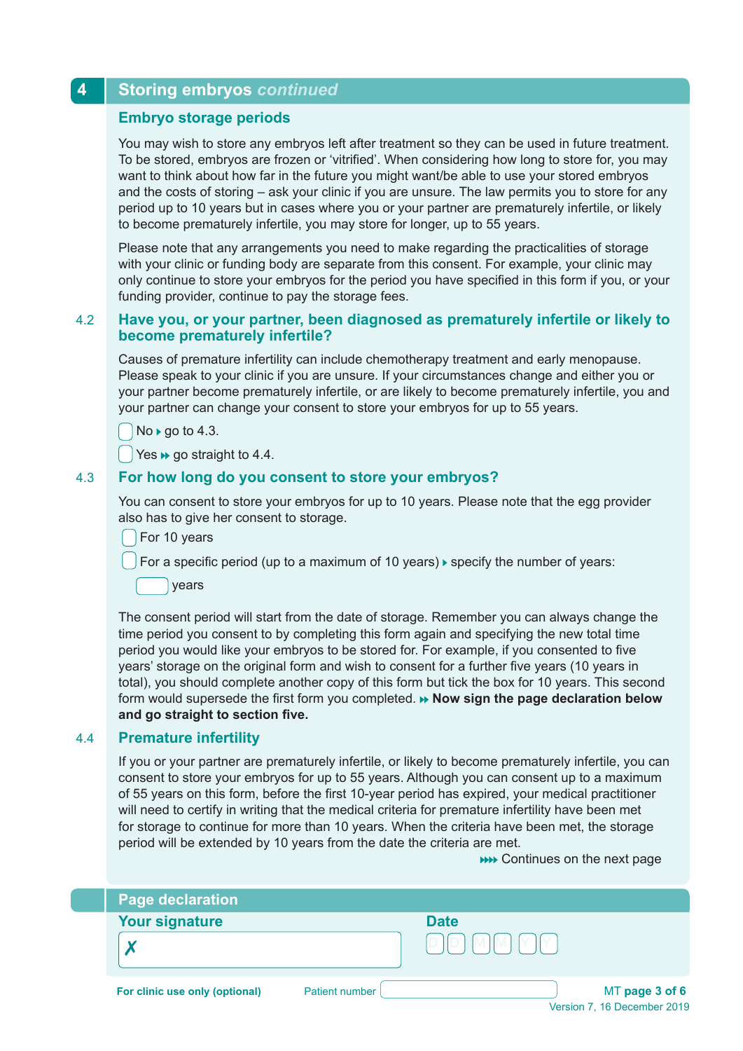## 4 Storing embryos *continued*

### Embryo storage periods

You may wish to store any embryos left after treatment so they can be used in future treatment. To be stored, embryos are frozen or 'vitrified'. When considering how long to store for, you may want to think about how far in the future you might want/be able to use your stored embryos and the costs of storing – ask your clinic if you are unsure. The law permits you to store for any period up to 10 years but in cases where you or your partner are prematurely infertile, or likely to become prematurely infertile, you may store for longer, up to 55 years.

Please note that any arrangements you need to make regarding the practicalities of storage with your clinic or funding body are separate from this consent. For example, your clinic may only continue to store your embryos for the period you have specified in this form if you, or your funding provider, continue to pay the storage fees.

### 4.2 Have you, or your partner, been diagnosed as prematurely infertile or likely to become prematurely infertile?

Causes of premature infertility can include chemotherapy treatment and early menopause. Please speak to your clinic if you are unsure. If your circumstances change and either you or your partner become prematurely infertile, or are likely to become prematurely infertile, you and your partner can change your consent to store your embryos for up to 55 years.

- ☐ No ▸ go to 4.3.
- ☐ Yes ▸▸ go straight to 4.4.

### 4.3 For how long do you consent to store your embryos?

You can consent to store your embryos for up to 10 years. Please note that the egg provider also has to give her consent to storage.

- ☐ For 10 years
- ☐ For a specific period (up to a maximum of 10 years) ▸ specify the number of years:

  ☐ years

The consent period will start from the date of storage. Remember you can always change the time period you consent to by completing this form again and specifying the new total time period you would like your embryos to be stored for. For example, if you consented to five years' storage on the original form and wish to consent for a further five years (10 years in total), you should complete another copy of this form but tick the box for 10 years. This second form would supersede the first form you completed. ▸▸ **Now sign the page declaration below and go straight to section five.**

### 4.4 Premature infertility

If you or your partner are prematurely infertile, or likely to become prematurely infertile, you can consent to store your embryos for up to 55 years. Although you can consent up to a maximum of 55 years on this form, before the first 10-year period has expired, your medical practitioner will need to certify in writing that the medical criteria for premature infertility have been met for storage to continue for more than 10 years. When the criteria have been met, the storage period will be extended by 10 years from the date the criteria are met.

▸▸▸▸ Continues on the next page

### Page declaration

**Your signature**

✗ ______________________

**Date**

D D M M Y Y

**For clinic use only (optional)** Patient number ______________

MT page 3 of 6
Version 7, 16 December 2019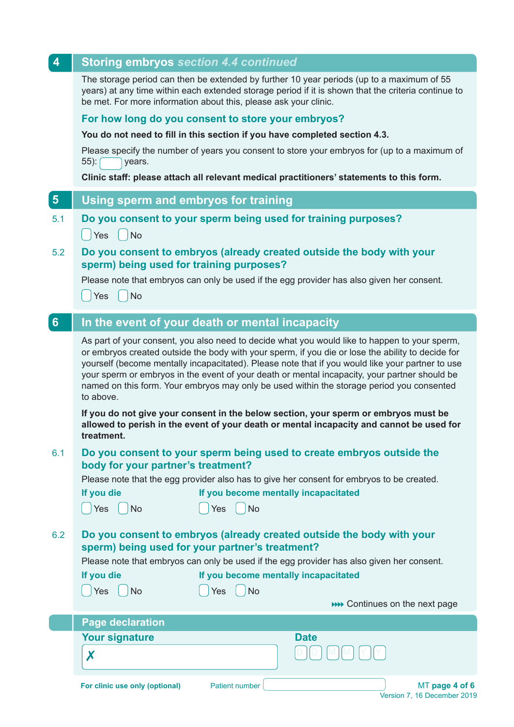## 4 Storing embryos *section 4.4 continued*

The storage period can then be extended by further 10 year periods (up to a maximum of 55 years) at any time within each extended storage period if it is shown that the criteria continue to be met. For more information about this, please ask your clinic.

### For how long do you consent to store your embryos?

**You do not need to fill in this section if you have completed section 4.3.**

Please specify the number of years you consent to store your embryos for (up to a maximum of 55): ☐ years.

**Clinic staff: please attach all relevant medical practitioners' statements to this form.**

## 5 Using sperm and embryos for training

5.1 **Do you consent to your sperm being used for training purposes?**

☐ Yes ☐ No

5.2 **Do you consent to embryos (already created outside the body with your sperm) being used for training purposes?**

Please note that embryos can only be used if the egg provider has also given her consent.

☐ Yes ☐ No

## 6 In the event of your death or mental incapacity

As part of your consent, you also need to decide what you would like to happen to your sperm, or embryos created outside the body with your sperm, if you die or lose the ability to decide for yourself (become mentally incapacitated). Please note that if you would like your partner to use your sperm or embryos in the event of your death or mental incapacity, your partner should be named on this form. Your embryos may only be used within the storage period you consented to above.

**If you do not give your consent in the below section, your sperm or embryos must be allowed to perish in the event of your death or mental incapacity and cannot be used for treatment.**

6.1 **Do you consent to your sperm being used to create embryos outside the body for your partner's treatment?**

Please note that the egg provider also has to give her consent for embryos to be created.

**If you die**
☐ Yes ☐ No

**If you become mentally incapacitated**
☐ Yes ☐ No

6.2 **Do you consent to embryos (already created outside the body with your sperm) being used for your partner's treatment?**

Please note that embryos can only be used if the egg provider has also given her consent.

**If you die**
☐ Yes ☐ No

**If you become mentally incapacitated**
☐ Yes ☐ No

»»» Continues on the next page

### Page declaration

**Your signature**

✗

**Date**

D D M M Y Y

**For clinic use only (optional)** Patient number ☐

MT **page 4 of 6**
Version 7, 16 December 2019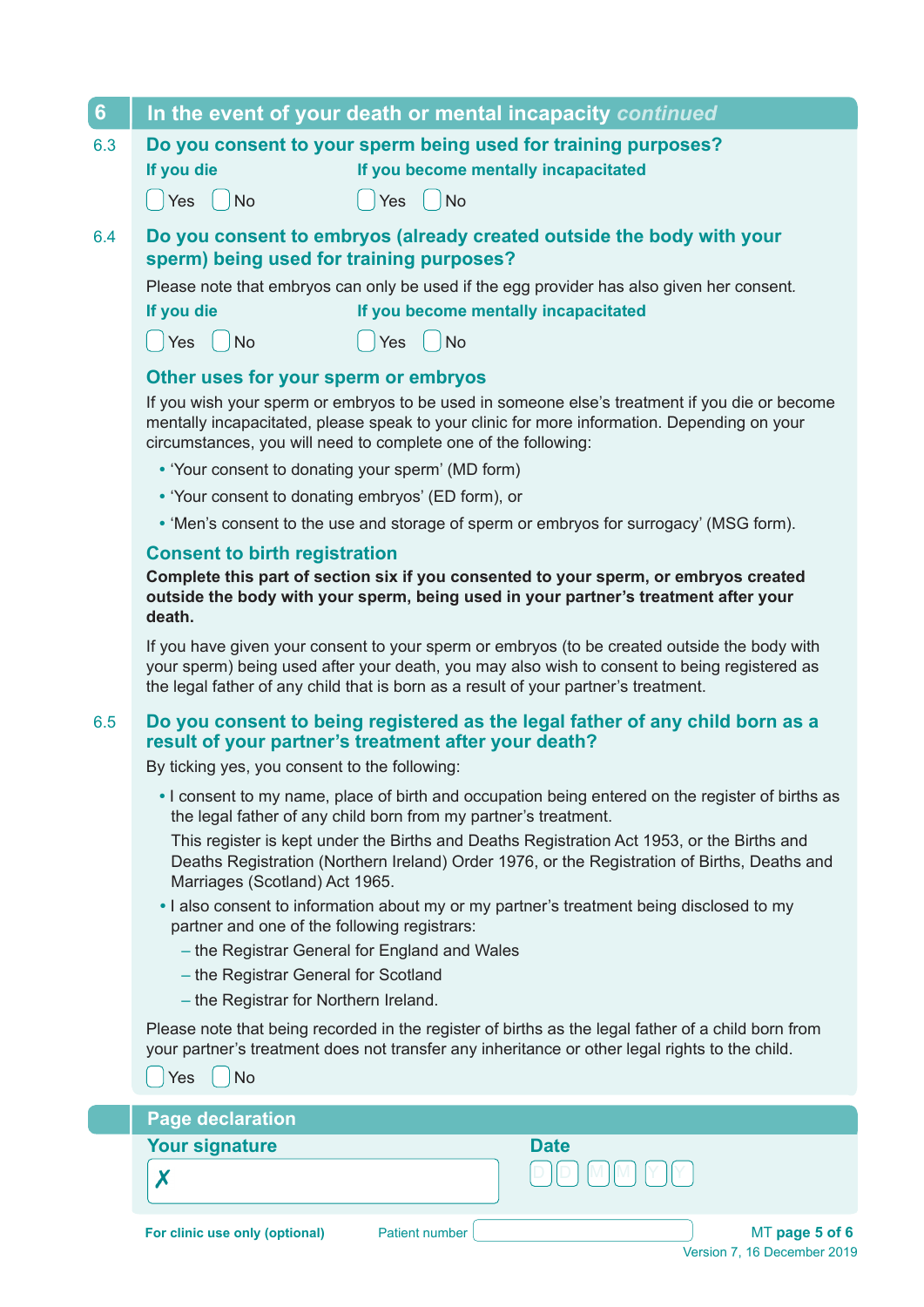## 6 In the event of your death or mental incapacity *continued*

### 6.3 Do you consent to your sperm being used for training purposes?

**If you die**

☐ Yes ☐ No

**If you become mentally incapacitated**

☐ Yes ☐ No

### 6.4 Do you consent to embryos (already created outside the body with your sperm) being used for training purposes?

Please note that embryos can only be used if the egg provider has also given her consent.

**If you die**

☐ Yes ☐ No

**If you become mentally incapacitated**

☐ Yes ☐ No

### Other uses for your sperm or embryos

If you wish your sperm or embryos to be used in someone else's treatment if you die or become mentally incapacitated, please speak to your clinic for more information. Depending on your circumstances, you will need to complete one of the following:

- 'Your consent to donating your sperm' (MD form)
- 'Your consent to donating embryos' (ED form), or
- 'Men's consent to the use and storage of sperm or embryos for surrogacy' (MSG form).

### Consent to birth registration

**Complete this part of section six if you consented to your sperm, or embryos created outside the body with your sperm, being used in your partner's treatment after your death.**

If you have given your consent to your sperm or embryos (to be created outside the body with your sperm) being used after your death, you may also wish to consent to being registered as the legal father of any child that is born as a result of your partner's treatment.

### 6.5 Do you consent to being registered as the legal father of any child born as a result of your partner's treatment after your death?

By ticking yes, you consent to the following:

- I consent to my name, place of birth and occupation being entered on the register of births as the legal father of any child born from my partner's treatment.

  This register is kept under the Births and Deaths Registration Act 1953, or the Births and Deaths Registration (Northern Ireland) Order 1976, or the Registration of Births, Deaths and Marriages (Scotland) Act 1965.

- I also consent to information about my or my partner's treatment being disclosed to my partner and one of the following registrars:
  - the Registrar General for England and Wales
  - the Registrar General for Scotland
  - the Registrar for Northern Ireland.

Please note that being recorded in the register of births as the legal father of a child born from your partner's treatment does not transfer any inheritance or other legal rights to the child.

☐ Yes ☐ No

## Page declaration

**Your signature**

✗

**Date**

D D M M Y Y

For clinic use only (optional) Patient number

Version 7, 16 December 2019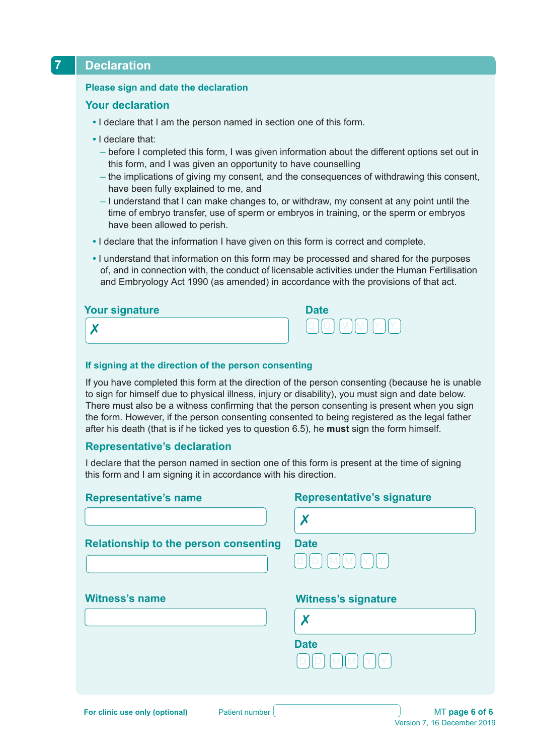## 7 Declaration

**Please sign and date the declaration**

### Your declaration

- I declare that I am the person named in section one of this form.
- I declare that:
  - before I completed this form, I was given information about the different options set out in this form, and I was given an opportunity to have counselling
  - the implications of giving my consent, and the consequences of withdrawing this consent, have been fully explained to me, and
  - I understand that I can make changes to, or withdraw, my consent at any point until the time of embryo transfer, use of sperm or embryos in training, or the sperm or embryos have been allowed to perish.
- I declare that the information I have given on this form is correct and complete.
- I understand that information on this form may be processed and shared for the purposes of, and in connection with, the conduct of licensable activities under the Human Fertilisation and Embryology Act 1990 (as amended) in accordance with the provisions of that act.

**Your signature**

✗

**Date**

D D M M Y Y

**If signing at the direction of the person consenting**

If you have completed this form at the direction of the person consenting (because he is unable to sign for himself due to physical illness, injury or disability), you must sign and date below. There must also be a witness confirming that the person consenting is present when you sign the form. However, if the person consenting consented to being registered as the legal father after his death (that is if he ticked yes to question 6.5), he **must** sign the form himself.

### Representative's declaration

I declare that the person named in section one of this form is present at the time of signing this form and I am signing it in accordance with his direction.

**Representative's name**

**Representative's signature**

✗

**Relationship to the person consenting**

**Date**

D D M M Y Y

**Witness's name**

**Witness's signature**

✗

**Date**

D D M M Y Y

**For clinic use only (optional)** Patient number

Version 7, 16 December 2019